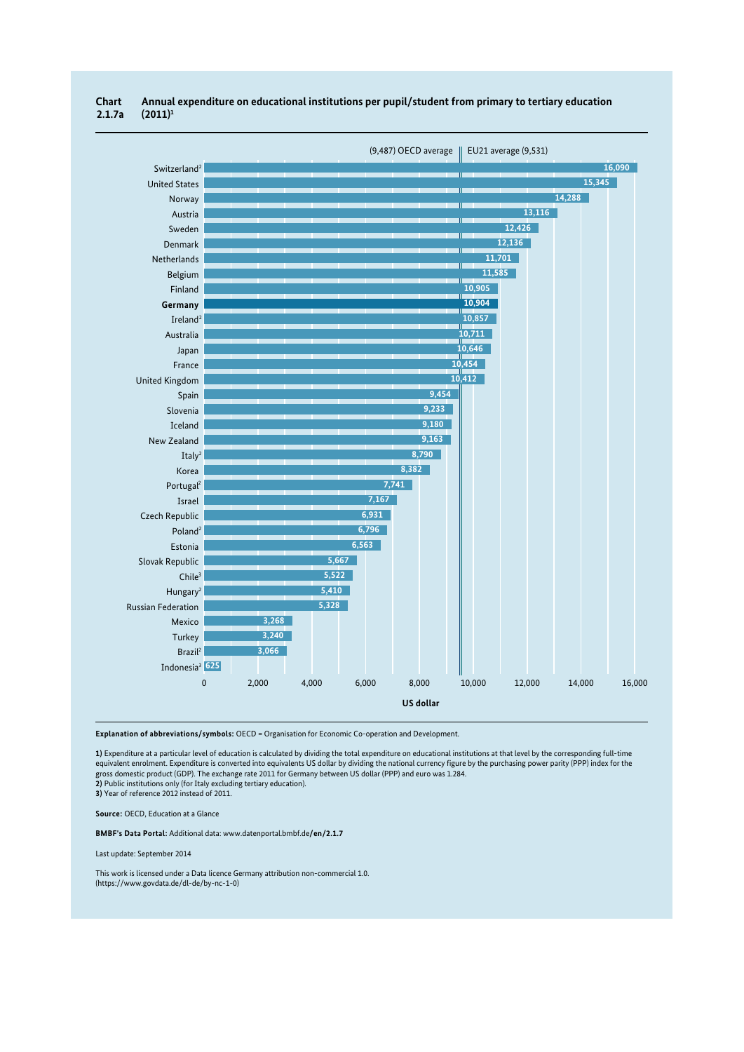**Chart 2.1.7a** **Annual expenditure on educational institutions per pupil/student from primary to tertiary education (2011)**[1]

(9,487) OECD average | EU21 average (9,531)

| Country | US dollar |
|---|---|
| Switzerland[2] | 16,090 |
| United States | 15,345 |
| Norway | 14,288 |
| Austria | 13,116 |
| Sweden | 12,426 |
| Denmark | 12,136 |
| Netherlands | 11,701 |
| Belgium | 11,585 |
| Finland | 10,905 |
| **Germany** | **10,904** |
| Ireland[2] | 10,857 |
| Australia | 10,711 |
| Japan | 10,646 |
| France | 10,454 |
| United Kingdom | 10,412 |
| Spain | 9,454 |
| Slovenia | 9,233 |
| Iceland | 9,180 |
| New Zealand | 9,163 |
| Italy[2] | 8,790 |
| Korea | 8,382 |
| Portugal[2] | 7,741 |
| Israel | 7,167 |
| Czech Republic | 6,931 |
| Poland[2] | 6,796 |
| Estonia | 6,563 |
| Slovak Republic | 5,667 |
| Chile[3] | 5,522 |
| Hungary[2] | 5,410 |
| Russian Federation | 5,328 |
| Mexico | 3,268 |
| Turkey | 3,240 |
| Brazil[2] | 3,066 |
| Indonesia[3] | 625 |

**Explanation of abbreviations/symbols:** OECD = Organisation for Economic Co-operation and Development.

**1)** Expenditure at a particular level of education is calculated by dividing the total expenditure on educational institutions at that level by the corresponding full-time equivalent enrolment. Expenditure is converted into equivalents US dollar by dividing the national currency figure by the purchasing power parity (PPP) index for the gross domestic product (GDP). The exchange rate 2011 for Germany between US dollar (PPP) and euro was 1.284.
**2)** Public institutions only (for Italy excluding tertiary education).
**3)** Year of reference 2012 instead of 2011.

**Source:** OECD, Education at a Glance

**BMBF's Data Portal:** Additional data: www.datenportal.bmbf.de**/en/2.1.7**

Last update: September 2014

This work is licensed under a Data licence Germany attribution non-commercial 1.0.
(https://www.govdata.de/dl-de/by-nc-1-0)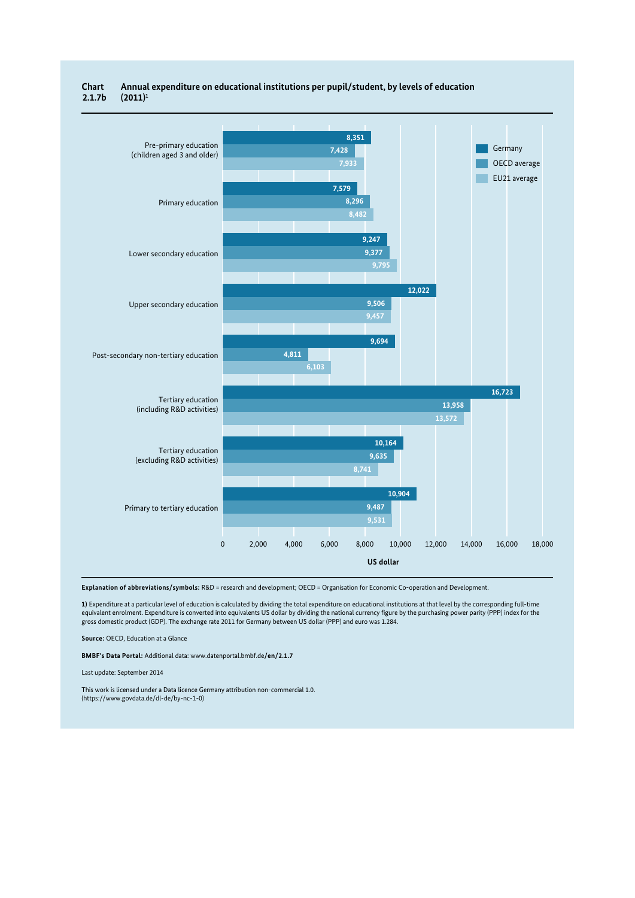**Chart 2.1.7b** **Annual expenditure on educational institutions per pupil/student, by levels of education (2011)[1]**

Germany
OECD average
EU21 average

Pre-primary education (children aged 3 and older)
8,351
7,428
7,933

Primary education
7,579
8,296
8,482

Lower secondary education
9,247
9,377
9,795

Upper secondary education
12,022
9,506
9,457

Post-secondary non-tertiary education
9,694
4,811
6,103

Tertiary education (including R&D activities)
16,723
13,958
13,572

Tertiary education (excluding R&D activities)
10,164
9,635
8,741

Primary to tertiary education
10,904
9,487
9,531

0 2,000 4,000 6,000 8,000 10,000 12,000 14,000 16,000 18,000

US dollar

**Explanation of abbreviations/symbols:** R&D = research and development; OECD = Organisation for Economic Co-operation and Development.

**1)** Expenditure at a particular level of education is calculated by dividing the total expenditure on educational institutions at that level by the corresponding full-time equivalent enrolment. Expenditure is converted into equivalents US dollar by dividing the national currency figure by the purchasing power parity (PPP) index for the gross domestic product (GDP). The exchange rate 2011 for Germany between US dollar (PPP) and euro was 1.284.

**Source:** OECD, Education at a Glance

**BMBF's Data Portal:** Additional data: www.datenportal.bmbf.de**/en/2.1.7**

Last update: September 2014

This work is licensed under a Data licence Germany attribution non-commercial 1.0.
(https://www.govdata.de/dl-de/by-nc-1-0)